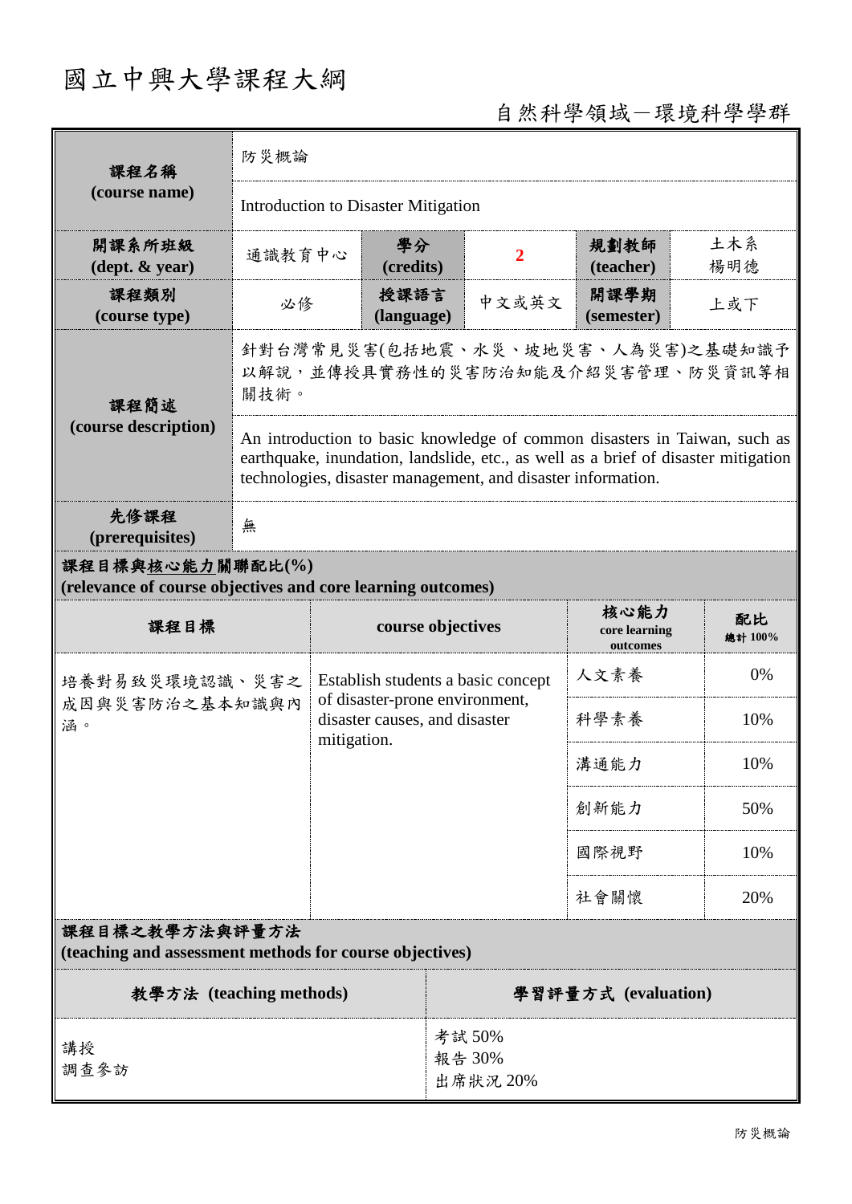# 國立中興大學課程大綱

## 自然科學領域－環境科學學群

| 課程名稱 (course name) | 防災概論 | | | | |
|---|---|---|---|---|---|
| | Introduction to Disaster Mitigation | | | | |
| 開課系所班級 (dept. & year) | 通識教育中心 | 學分 (credits) | 2 | 規劃教師 (teacher) | 土木系 楊明德 |
| 課程類別 (course type) | 必修 | 授課語言 (language) | 中文或英文 | 開課學期 (semester) | 上或下 |
| 課程簡述 (course description) | 針對台灣常見災害(包括地震、水災、坡地災害、人為災害)之基礎知識予以解說，並傳授具實務性的災害防治知能及介紹災害管理、防災資訊等相關技術。 | | | | |
| | An introduction to basic knowledge of common disasters in Taiwan, such as earthquake, inundation, landslide, etc., as well as a brief of disaster mitigation technologies, disaster management, and disaster information. | | | | |
| 先修課程 (prerequisites) | 無 | | | | |

**課程目標與核心能力關聯配比(%) (relevance of course objectives and core learning outcomes)**

| 課程目標 | course objectives | 核心能力 core learning outcomes | 配比 總計 100% |
|---|---|---|---|
| 培養對易致災環境認識、災害之成因與災害防治之基本知識與內涵。 | Establish students a basic concept of disaster-prone environment, disaster causes, and disaster mitigation. | 人文素養 | 0% |
| | | 科學素養 | 10% |
| | | 溝通能力 | 10% |
| | | 創新能力 | 50% |
| | | 國際視野 | 10% |
| | | 社會關懷 | 20% |

**課程目標之教學方法與評量方法 (teaching and assessment methods for course objectives)**

| 教學方法 (teaching methods) | 學習評量方式 (evaluation) |
|---|---|
| 講授<br>調查參訪 | 考試 50%<br>報告 30%<br>出席狀況 20% |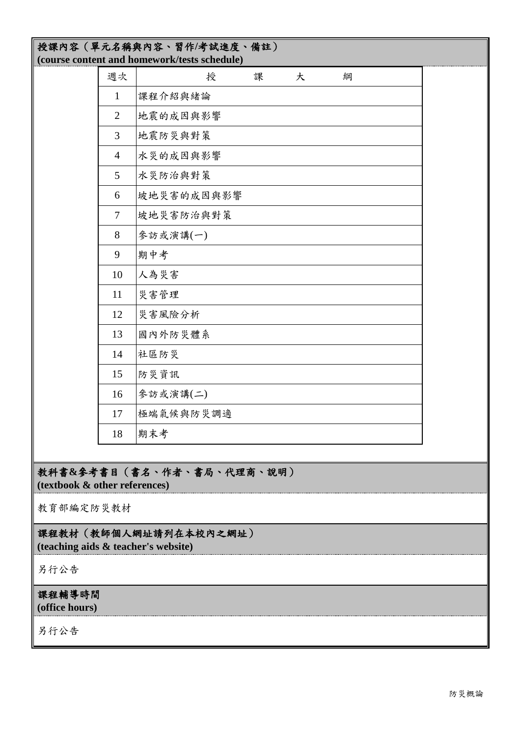**授課內容（單元名稱與內容、習作/考試進度、備註）**
**(course content and homework/tests schedule)**

| 週次 | 授　課　大　綱 |
|---|---|
| 1 | 課程介紹與緒論 |
| 2 | 地震的成因與影響 |
| 3 | 地震防災與對策 |
| 4 | 水災的成因與影響 |
| 5 | 水災防治與對策 |
| 6 | 坡地災害的成因與影響 |
| 7 | 坡地災害防治與對策 |
| 8 | 參訪或演講(一) |
| 9 | 期中考 |
| 10 | 人為災害 |
| 11 | 災害管理 |
| 12 | 災害風險分析 |
| 13 | 國內外防災體系 |
| 14 | 社區防災 |
| 15 | 防災資訊 |
| 16 | 參訪或演講(二) |
| 17 | 極端氣候與防災調適 |
| 18 | 期末考 |

**教科書&參考書目（書名、作者、書局、代理商、說明）**
**(textbook & other references)**

教育部編定防災教材

**課程教材（教師個人網址請列在本校內之網址）**
**(teaching aids & teacher's website)**

另行公告

**課程輔導時間**
**(office hours)**

另行公告